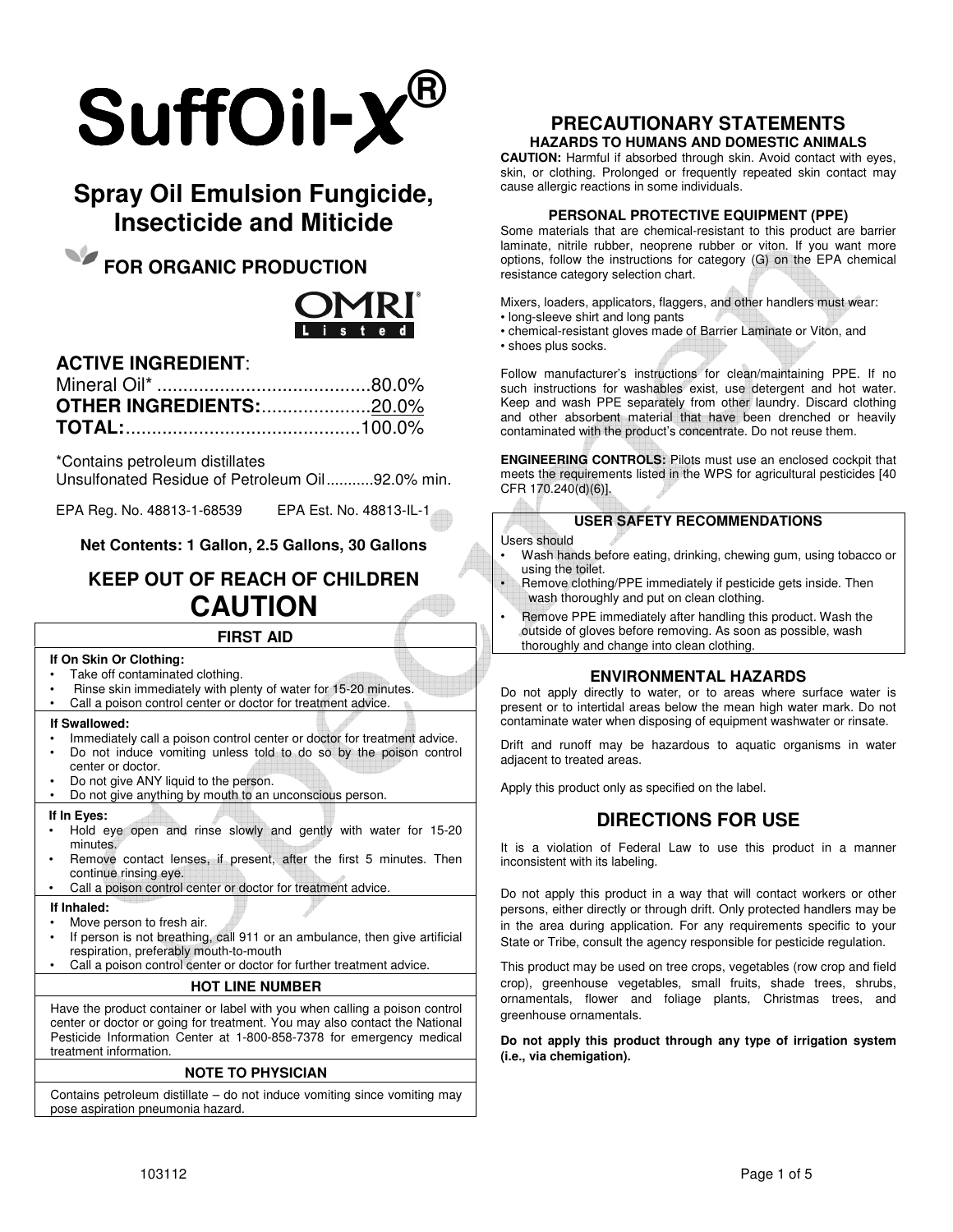# SuffOil-X®

## Spray Oil Emulsion Fungicide, Insecticide and Miticide

### FOR ORGANIC PRODUCTION

OMRI Listed

**ACTIVE INGREDIENT**:
Mineral Oil* ..........................................80.0%
**OTHER INGREDIENTS:**.....................20.0%
**TOTAL:**.............................................100.0%

*Contains petroleum distillates
Unsulfonated Residue of Petroleum Oil...........92.0% min.

EPA Reg. No. 48813-1-68539 EPA Est. No. 48813-IL-1

**Net Contents: 1 Gallon, 2.5 Gallons, 30 Gallons**

## KEEP OUT OF REACH OF CHILDREN

## CAUTION

### FIRST AID

**If On Skin Or Clothing:**
- Take off contaminated clothing.
- Rinse skin immediately with plenty of water for 15-20 minutes.
- Call a poison control center or doctor for treatment advice.

**If Swallowed:**
- Immediately call a poison control center or doctor for treatment advice.
- Do not induce vomiting unless told to do so by the poison control center or doctor.
- Do not give ANY liquid to the person.
- Do not give anything by mouth to an unconscious person.

**If In Eyes:**
- Hold eye open and rinse slowly and gently with water for 15-20 minutes.
- Remove contact lenses, if present, after the first 5 minutes. Then continue rinsing eye.
- Call a poison control center or doctor for treatment advice.

**If Inhaled:**
- Move person to fresh air.
- If person is not breathing, call 911 or an ambulance, then give artificial respiration, preferably mouth-to-mouth
- Call a poison control center or doctor for further treatment advice.

### HOT LINE NUMBER

Have the product container or label with you when calling a poison control center or doctor or going for treatment. You may also contact the National Pesticide Information Center at 1-800-858-7378 for emergency medical treatment information.

### NOTE TO PHYSICIAN

Contains petroleum distillate – do not induce vomiting since vomiting may pose aspiration pneumonia hazard.

## PRECAUTIONARY STATEMENTS

### HAZARDS TO HUMANS AND DOMESTIC ANIMALS

**CAUTION:** Harmful if absorbed through skin. Avoid contact with eyes, skin, or clothing. Prolonged or frequently repeated skin contact may cause allergic reactions in some individuals.

### PERSONAL PROTECTIVE EQUIPMENT (PPE)

Some materials that are chemical-resistant to this product are barrier laminate, nitrile rubber, neoprene rubber or viton. If you want more options, follow the instructions for category (G) on the EPA chemical resistance category selection chart.

Mixers, loaders, applicators, flaggers, and other handlers must wear:
- long-sleeve shirt and long pants
- chemical-resistant gloves made of Barrier Laminate or Viton, and
- shoes plus socks.

Follow manufacturer's instructions for clean/maintaining PPE. If no such instructions for washables exist, use detergent and hot water. Keep and wash PPE separately from other laundry. Discard clothing and other absorbent material that have been drenched or heavily contaminated with the product's concentrate. Do not reuse them.

**ENGINEERING CONTROLS:** Pilots must use an enclosed cockpit that meets the requirements listed in the WPS for agricultural pesticides [40 CFR 170.240(d)(6)].

### USER SAFETY RECOMMENDATIONS

Users should
- Wash hands before eating, drinking, chewing gum, using tobacco or using the toilet.
- Remove clothing/PPE immediately if pesticide gets inside. Then wash thoroughly and put on clean clothing.
- Remove PPE immediately after handling this product. Wash the outside of gloves before removing. As soon as possible, wash thoroughly and change into clean clothing.

### ENVIRONMENTAL HAZARDS

Do not apply directly to water, or to areas where surface water is present or to intertidal areas below the mean high water mark. Do not contaminate water when disposing of equipment washwater or rinsate.

Drift and runoff may be hazardous to aquatic organisms in water adjacent to treated areas.

Apply this product only as specified on the label.

## DIRECTIONS FOR USE

It is a violation of Federal Law to use this product in a manner inconsistent with its labeling.

Do not apply this product in a way that will contact workers or other persons, either directly or through drift. Only protected handlers may be in the area during application. For any requirements specific to your State or Tribe, consult the agency responsible for pesticide regulation.

This product may be used on tree crops, vegetables (row crop and field crop), greenhouse vegetables, small fruits, shade trees, shrubs, ornamentals, flower and foliage plants, Christmas trees, and greenhouse ornamentals.

**Do not apply this product through any type of irrigation system (i.e., via chemigation).**

103112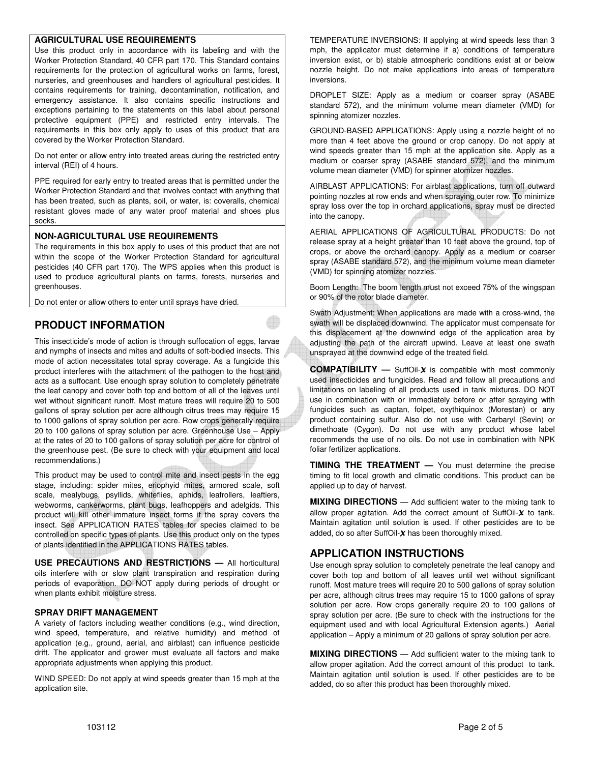### AGRICULTURAL USE REQUIREMENTS

Use this product only in accordance with its labeling and with the Worker Protection Standard, 40 CFR part 170. This Standard contains requirements for the protection of agricultural works on farms, forest, nurseries, and greenhouses and handlers of agricultural pesticides. It contains requirements for training, decontamination, notification, and emergency assistance. It also contains specific instructions and exceptions pertaining to the statements on this label about personal protective equipment (PPE) and restricted entry intervals. The requirements in this box only apply to uses of this product that are covered by the Worker Protection Standard.

Do not enter or allow entry into treated areas during the restricted entry interval (REI) of 4 hours.

PPE required for early entry to treated areas that is permitted under the Worker Protection Standard and that involves contact with anything that has been treated, such as plants, soil, or water, is: coveralls, chemical resistant gloves made of any water proof material and shoes plus socks.

### NON-AGRICULTURAL USE REQUIREMENTS

The requirements in this box apply to uses of this product that are not within the scope of the Worker Protection Standard for agricultural pesticides (40 CFR part 170). The WPS applies when this product is used to produce agricultural plants on farms, forests, nurseries and greenhouses.

Do not enter or allow others to enter until sprays have dried.

## PRODUCT INFORMATION

This insecticide's mode of action is through suffocation of eggs, larvae and nymphs of insects and mites and adults of soft-bodied insects. This mode of action necessitates total spray coverage. As a fungicide this product interferes with the attachment of the pathogen to the host and acts as a suffocant. Use enough spray solution to completely penetrate the leaf canopy and cover both top and bottom of all of the leaves until wet without significant runoff. Most mature trees will require 20 to 500 gallons of spray solution per acre although citrus trees may require 15 to 1000 gallons of spray solution per acre. Row crops generally require 20 to 100 gallons of spray solution per acre. Greenhouse Use – Apply at the rates of 20 to 100 gallons of spray solution per acre for control of the greenhouse pest. (Be sure to check with your equipment and local recommendations.)

This product may be used to control mite and insect pests in the egg stage, including: spider mites, eriophyid mites, armored scale, soft scale, mealybugs, psyllids, whiteflies, aphids, leafrollers, leaftiers, webworms, cankerworms, plant bugs, leafhoppers and adelgids. This product will kill other immature insect forms if the spray covers the insect. See APPLICATION RATES tables for species claimed to be controlled on specific types of plants. Use this product only on the types of plants identified in the APPLICATIONS RATES tables.

**USE PRECAUTIONS AND RESTRICTIONS —** All horticultural oils interfere with or slow plant transpiration and respiration during periods of evaporation. DO NOT apply during periods of drought or when plants exhibit moisture stress.

### SPRAY DRIFT MANAGEMENT

A variety of factors including weather conditions (e.g., wind direction, wind speed, temperature, and relative humidity) and method of application (e.g., ground, aerial, and airblast) can influence pesticide drift. The applicator and grower must evaluate all factors and make appropriate adjustments when applying this product.

WIND SPEED: Do not apply at wind speeds greater than 15 mph at the application site.

TEMPERATURE INVERSIONS: If applying at wind speeds less than 3 mph, the applicator must determine if a) conditions of temperature inversion exist, or b) stable atmospheric conditions exist at or below nozzle height. Do not make applications into areas of temperature inversions.

DROPLET SIZE: Apply as a medium or coarser spray (ASABE standard 572), and the minimum volume mean diameter (VMD) for spinning atomizer nozzles.

GROUND-BASED APPLICATIONS: Apply using a nozzle height of no more than 4 feet above the ground or crop canopy. Do not apply at wind speeds greater than 15 mph at the application site. Apply as a medium or coarser spray (ASABE standard 572), and the minimum volume mean diameter (VMD) for spinner atomizer nozzles.

AIRBLAST APPLICATIONS: For airblast applications, turn off outward pointing nozzles at row ends and when spraying outer row. To minimize spray loss over the top in orchard applications, spray must be directed into the canopy.

AERIAL APPLICATIONS OF AGRICULTURAL PRODUCTS: Do not release spray at a height greater than 10 feet above the ground, top of crops, or above the orchard canopy. Apply as a medium or coarser spray (ASABE standard 572), and the minimum volume mean diameter (VMD) for spinning atomizer nozzles.

Boom Length: The boom length must not exceed 75% of the wingspan or 90% of the rotor blade diameter.

Swath Adjustment: When applications are made with a cross-wind, the swath will be displaced downwind. The applicator must compensate for this displacement at the downwind edge of the application area by adjusting the path of the aircraft upwind. Leave at least one swath unsprayed at the downwind edge of the treated field.

**COMPATIBILITY —** SuffOil-*X* is compatible with most commonly used insecticides and fungicides. Read and follow all precautions and limitations on labeling of all products used in tank mixtures. DO NOT use in combination with or immediately before or after spraying with fungicides such as captan, folpet, oxythiquinox (Morestan) or any product containing sulfur. Also do not use with Carbaryl (Sevin) or dimethoate (Cygon). Do not use with any product whose label recommends the use of no oils. Do not use in combination with NPK foliar fertilizer applications.

**TIMING THE TREATMENT —** You must determine the precise timing to fit local growth and climatic conditions. This product can be applied up to day of harvest.

**MIXING DIRECTIONS** — Add sufficient water to the mixing tank to allow proper agitation. Add the correct amount of SuffOil-*X* to tank. Maintain agitation until solution is used. If other pesticides are to be added, do so after SuffOil-*X* has been thoroughly mixed.

## APPLICATION INSTRUCTIONS

Use enough spray solution to completely penetrate the leaf canopy and cover both top and bottom of all leaves until wet without significant runoff. Most mature trees will require 20 to 500 gallons of spray solution per acre, although citrus trees may require 15 to 1000 gallons of spray solution per acre. Row crops generally require 20 to 100 gallons of spray solution per acre. (Be sure to check with the instructions for the equipment used and with local Agricultural Extension agents.) Aerial application – Apply a minimum of 20 gallons of spray solution per acre.

**MIXING DIRECTIONS** — Add sufficient water to the mixing tank to allow proper agitation. Add the correct amount of this product to tank. Maintain agitation until solution is used. If other pesticides are to be added, do so after this product has been thoroughly mixed.

103112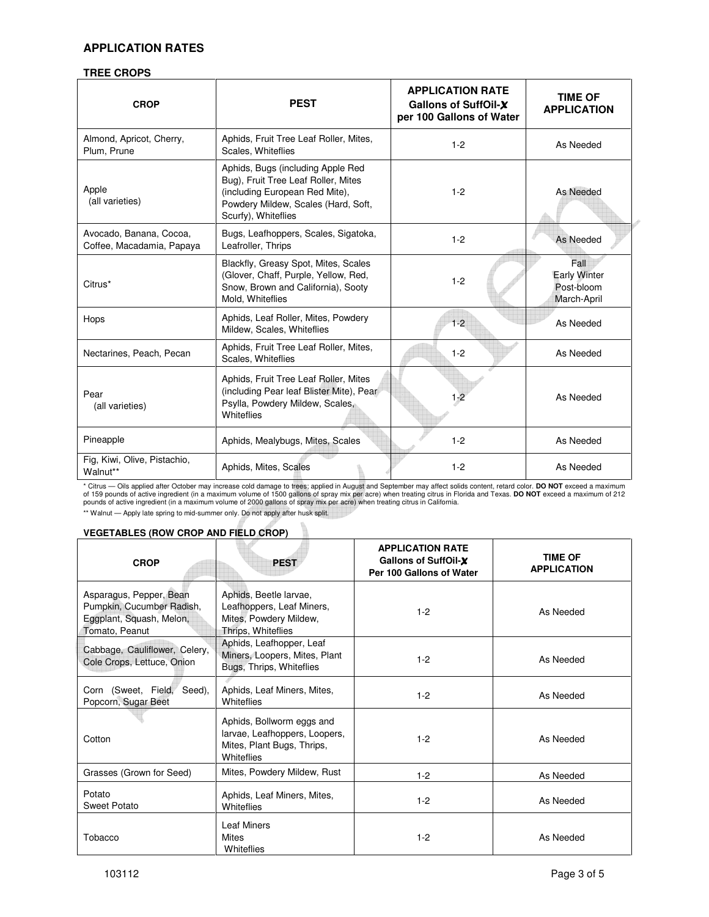## APPLICATION RATES

### TREE CROPS

| CROP | PEST | APPLICATION RATE Gallons of SuffOil-X per 100 Gallons of Water | TIME OF APPLICATION |
|---|---|---|---|
| Almond, Apricot, Cherry, Plum, Prune | Aphids, Fruit Tree Leaf Roller, Mites, Scales, Whiteflies | 1-2 | As Needed |
| Apple (all varieties) | Aphids, Bugs (including Apple Red Bug), Fruit Tree Leaf Roller, Mites (including European Red Mite), Powdery Mildew, Scales (Hard, Soft, Scurfy), Whiteflies | 1-2 | As Needed |
| Avocado, Banana, Cocoa, Coffee, Macadamia, Papaya | Bugs, Leafhoppers, Scales, Sigatoka, Leafroller, Thrips | 1-2 | As Needed |
| Citrus* | Blackfly, Greasy Spot, Mites, Scales (Glover, Chaff, Purple, Yellow, Red, Snow, Brown and California), Sooty Mold, Whiteflies | 1-2 | Fall<br>Early Winter<br>Post-bloom<br>March-April |
| Hops | Aphids, Leaf Roller, Mites, Powdery Mildew, Scales, Whiteflies | 1-2 | As Needed |
| Nectarines, Peach, Pecan | Aphids, Fruit Tree Leaf Roller, Mites, Scales, Whiteflies | 1-2 | As Needed |
| Pear (all varieties) | Aphids, Fruit Tree Leaf Roller, Mites (including Pear leaf Blister Mite), Pear Psylla, Powdery Mildew, Scales, Whiteflies | 1-2 | As Needed |
| Pineapple | Aphids, Mealybugs, Mites, Scales | 1-2 | As Needed |
| Fig, Kiwi, Olive, Pistachio, Walnut** | Aphids, Mites, Scales | 1-2 | As Needed |

* Citrus — Oils applied after October may increase cold damage to trees; applied in August and September may affect solids content, retard color. **DO NOT** exceed a maximum of 159 pounds of active ingredient (in a maximum volume of 1500 gallons of spray mix per acre) when treating citrus in Florida and Texas. **DO NOT** exceed a maximum of 212 pounds of active ingredient (in a maximum volume of 2000 gallons of spray mix per acre) when treating citrus in California.

** Walnut — Apply late spring to mid-summer only. Do not apply after husk split.

### VEGETABLES (ROW CROP AND FIELD CROP)

| CROP | PEST | APPLICATION RATE Gallons of SuffOil-X Per 100 Gallons of Water | TIME OF APPLICATION |
|---|---|---|---|
| Asparagus, Pepper, Bean Pumpkin, Cucumber Radish, Eggplant, Squash, Melon, Tomato, Peanut | Aphids, Beetle larvae, Leafhoppers, Leaf Miners, Mites, Powdery Mildew, Thrips, Whiteflies | 1-2 | As Needed |
| Cabbage, Cauliflower, Celery, Cole Crops, Lettuce, Onion | Aphids, Leafhopper, Leaf Miners, Loopers, Mites, Plant Bugs, Thrips, Whiteflies | 1-2 | As Needed |
| Corn (Sweet, Field, Seed), Popcorn, Sugar Beet | Aphids, Leaf Miners, Mites, Whiteflies | 1-2 | As Needed |
| Cotton | Aphids, Bollworm eggs and larvae, Leafhoppers, Loopers, Mites, Plant Bugs, Thrips, Whiteflies | 1-2 | As Needed |
| Grasses (Grown for Seed) | Mites, Powdery Mildew, Rust | 1-2 | As Needed |
| Potato<br>Sweet Potato | Aphids, Leaf Miners, Mites, Whiteflies | 1-2 | As Needed |
| Tobacco | Leaf Miners<br>Mites<br>Whiteflies | 1-2 | As Needed |

103112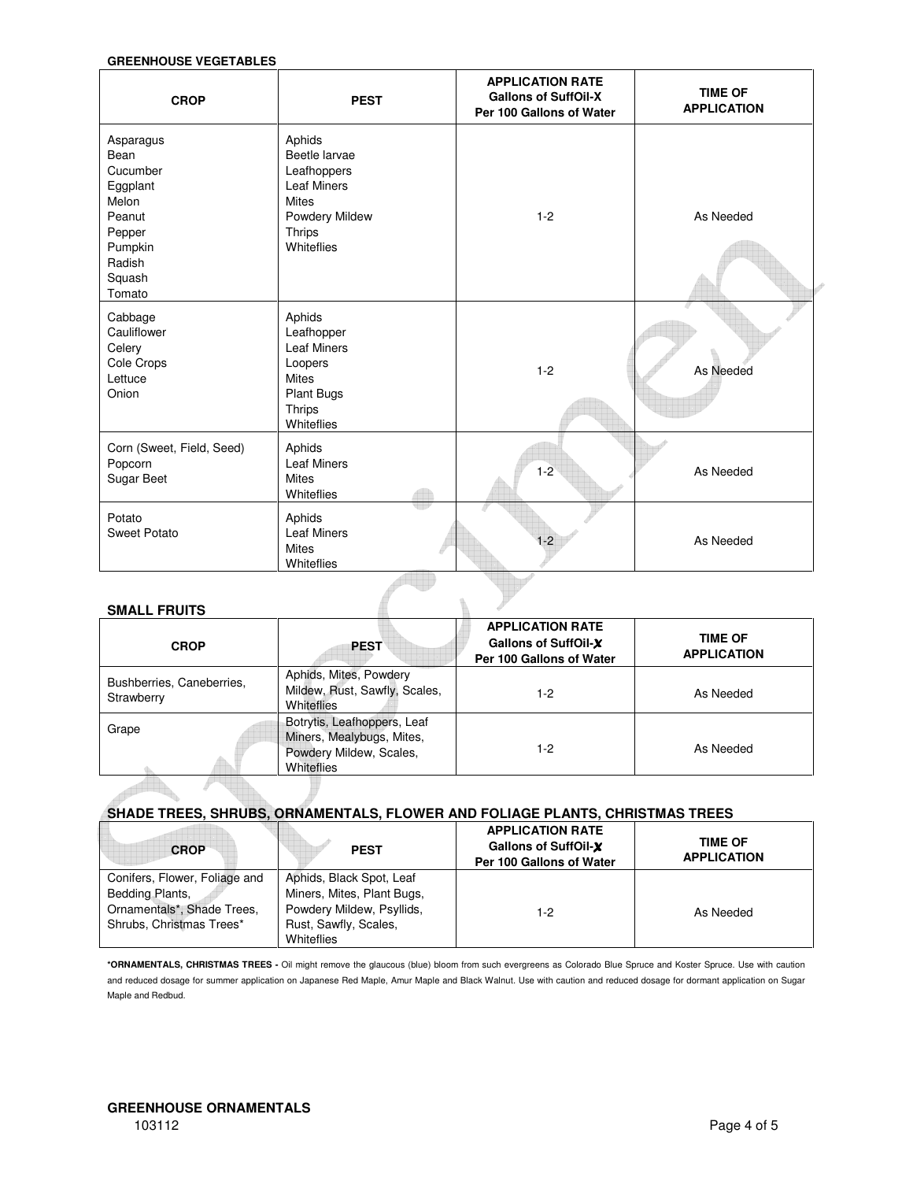**GREENHOUSE VEGETABLES**

| CROP | PEST | APPLICATION RATE Gallons of SuffOil-X Per 100 Gallons of Water | TIME OF APPLICATION |
|---|---|---|---|
| Asparagus<br>Bean<br>Cucumber<br>Eggplant<br>Melon<br>Peanut<br>Pepper<br>Pumpkin<br>Radish<br>Squash<br>Tomato | Aphids<br>Beetle larvae<br>Leafhoppers<br>Leaf Miners<br>Mites<br>Powdery Mildew<br>Thrips<br>Whiteflies | 1-2 | As Needed |
| Cabbage<br>Cauliflower<br>Celery<br>Cole Crops<br>Lettuce<br>Onion | Aphids<br>Leafhopper<br>Leaf Miners<br>Loopers<br>Mites<br>Plant Bugs<br>Thrips<br>Whiteflies | 1-2 | As Needed |
| Corn (Sweet, Field, Seed)<br>Popcorn<br>Sugar Beet | Aphids<br>Leaf Miners<br>Mites<br>Whiteflies | 1-2 | As Needed |
| Potato<br>Sweet Potato | Aphids<br>Leaf Miners<br>Mites<br>Whiteflies | 1-2 | As Needed |

**SMALL FRUITS**

| CROP | PEST | APPLICATION RATE Gallons of SuffOil-X Per 100 Gallons of Water | TIME OF APPLICATION |
|---|---|---|---|
| Bushberries, Caneberries, Strawberry | Aphids, Mites, Powdery Mildew, Rust, Sawfly, Scales, Whiteflies | 1-2 | As Needed |
| Grape | Botrytis, Leafhoppers, Leaf Miners, Mealybugs, Mites, Powdery Mildew, Scales, Whiteflies | 1-2 | As Needed |

**SHADE TREES, SHRUBS, ORNAMENTALS, FLOWER AND FOLIAGE PLANTS, CHRISTMAS TREES**

| CROP | PEST | APPLICATION RATE Gallons of SuffOil-X Per 100 Gallons of Water | TIME OF APPLICATION |
|---|---|---|---|
| Conifers, Flower, Foliage and Bedding Plants, Ornamentals*, Shade Trees, Shrubs, Christmas Trees* | Aphids, Black Spot, Leaf Miners, Mites, Plant Bugs, Powdery Mildew, Psyllids, Rust, Sawfly, Scales, Whiteflies | 1-2 | As Needed |

**\*ORNAMENTALS, CHRISTMAS TREES -** Oil might remove the glaucous (blue) bloom from such evergreens as Colorado Blue Spruce and Koster Spruce. Use with caution and reduced dosage for summer application on Japanese Red Maple, Amur Maple and Black Walnut. Use with caution and reduced dosage for dormant application on Sugar Maple and Redbud.

**GREENHOUSE ORNAMENTALS**

103112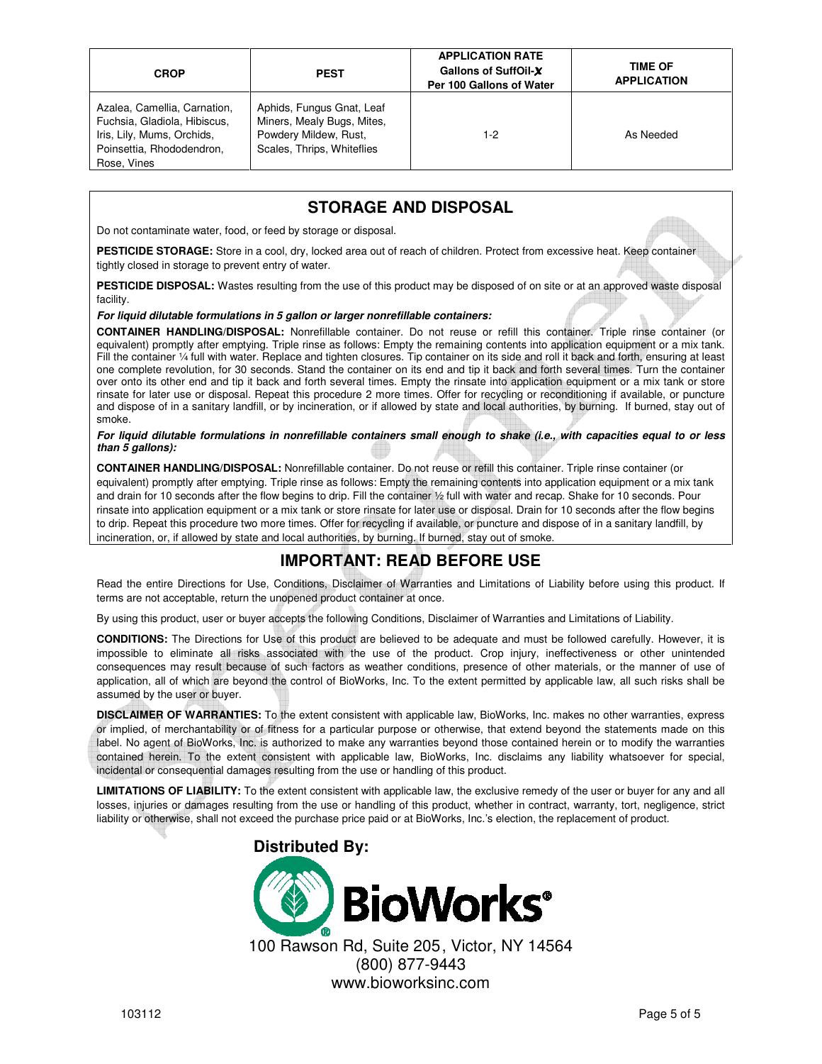| CROP | PEST | APPLICATION RATE Gallons of SuffOil-X Per 100 Gallons of Water | TIME OF APPLICATION |
|---|---|---|---|
| Azalea, Camellia, Carnation, Fuchsia, Gladiola, Hibiscus, Iris, Lily, Mums, Orchids, Poinsettia, Rhododendron, Rose, Vines | Aphids, Fungus Gnat, Leaf Miners, Mealy Bugs, Mites, Powdery Mildew, Rust, Scales, Thrips, Whiteflies | 1-2 | As Needed |

## STORAGE AND DISPOSAL

Do not contaminate water, food, or feed by storage or disposal.

**PESTICIDE STORAGE:** Store in a cool, dry, locked area out of reach of children. Protect from excessive heat. Keep container tightly closed in storage to prevent entry of water.

**PESTICIDE DISPOSAL:** Wastes resulting from the use of this product may be disposed of on site or at an approved waste disposal facility.

***For liquid dilutable formulations in 5 gallon or larger nonrefillable containers:***

**CONTAINER HANDLING/DISPOSAL:** Nonrefillable container. Do not reuse or refill this container. Triple rinse container (or equivalent) promptly after emptying. Triple rinse as follows: Empty the remaining contents into application equipment or a mix tank. Fill the container ¼ full with water. Replace and tighten closures. Tip container on its side and roll it back and forth, ensuring at least one complete revolution, for 30 seconds. Stand the container on its end and tip it back and forth several times. Turn the container over onto its other end and tip it back and forth several times. Empty the rinsate into application equipment or a mix tank or store rinsate for later use or disposal. Repeat this procedure 2 more times. Offer for recycling or reconditioning if available, or puncture and dispose of in a sanitary landfill, or by incineration, or if allowed by state and local authorities, by burning. If burned, stay out of smoke.

***For liquid dilutable formulations in nonrefillable containers small enough to shake (i.e., with capacities equal to or less than 5 gallons):***

**CONTAINER HANDLING/DISPOSAL:** Nonrefillable container. Do not reuse or refill this container. Triple rinse container (or equivalent) promptly after emptying. Triple rinse as follows: Empty the remaining contents into application equipment or a mix tank and drain for 10 seconds after the flow begins to drip. Fill the container ½ full with water and recap. Shake for 10 seconds. Pour rinsate into application equipment or a mix tank or store rinsate for later use or disposal. Drain for 10 seconds after the flow begins to drip. Repeat this procedure two more times. Offer for recycling if available, or puncture and dispose of in a sanitary landfill, by incineration, or, if allowed by state and local authorities, by burning. If burned, stay out of smoke.

## IMPORTANT: READ BEFORE USE

Read the entire Directions for Use, Conditions, Disclaimer of Warranties and Limitations of Liability before using this product. If terms are not acceptable, return the unopened product container at once.

By using this product, user or buyer accepts the following Conditions, Disclaimer of Warranties and Limitations of Liability.

**CONDITIONS:** The Directions for Use of this product are believed to be adequate and must be followed carefully. However, it is impossible to eliminate all risks associated with the use of the product. Crop injury, ineffectiveness or other unintended consequences may result because of such factors as weather conditions, presence of other materials, or the manner of use of application, all of which are beyond the control of BioWorks, Inc. To the extent permitted by applicable law, all such risks shall be assumed by the user or buyer.

**DISCLAIMER OF WARRANTIES:** To the extent consistent with applicable law, BioWorks, Inc. makes no other warranties, express or implied, of merchantability or of fitness for a particular purpose or otherwise, that extend beyond the statements made on this label. No agent of BioWorks, Inc. is authorized to make any warranties beyond those contained herein or to modify the warranties contained herein. To the extent consistent with applicable law, BioWorks, Inc. disclaims any liability whatsoever for special, incidental or consequential damages resulting from the use or handling of this product.

**LIMITATIONS OF LIABILITY:** To the extent consistent with applicable law, the exclusive remedy of the user or buyer for any and all losses, injuries or damages resulting from the use or handling of this product, whether in contract, warranty, tort, negligence, strict liability or otherwise, shall not exceed the purchase price paid or at BioWorks, Inc.'s election, the replacement of product.

**Distributed By:**

BioWorks®

100 Rawson Rd, Suite 205, Victor, NY 14564
(800) 877-9443
www.bioworksinc.com

103112